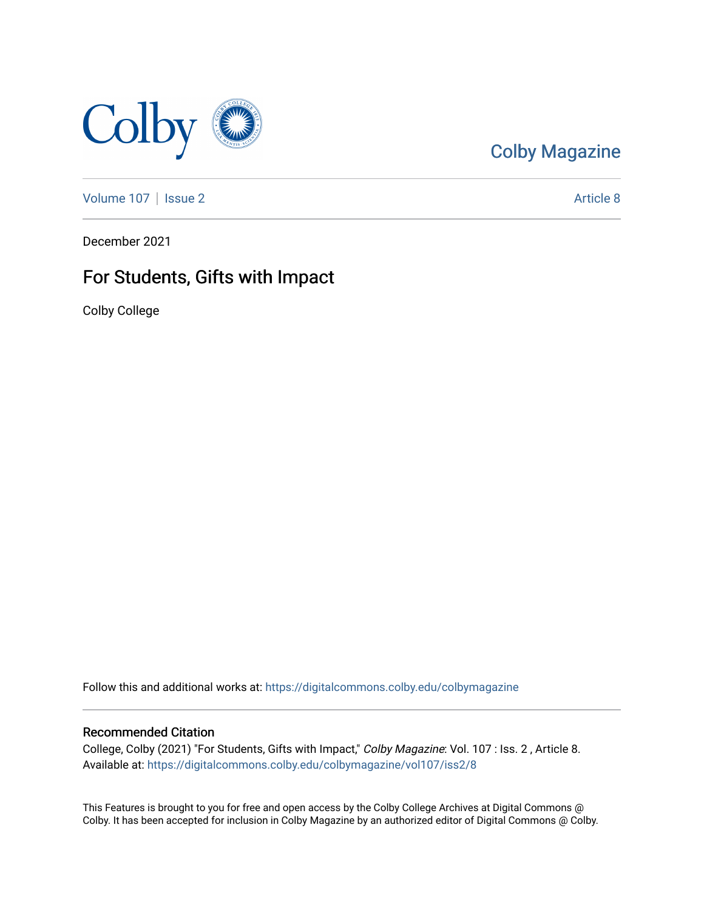Colby Magazine

Volume 107 | Issue 2

Article 8

December 2021

# For Students, Gifts with Impact

Colby College

Follow this and additional works at: https://digitalcommons.colby.edu/colbymagazine

## Recommended Citation

College, Colby (2021) "For Students, Gifts with Impact," *Colby Magazine*: Vol. 107 : Iss. 2 , Article 8.
Available at: https://digitalcommons.colby.edu/colbymagazine/vol107/iss2/8

This Features is brought to you for free and open access by the Colby College Archives at Digital Commons @ Colby. It has been accepted for inclusion in Colby Magazine by an authorized editor of Digital Commons @ Colby.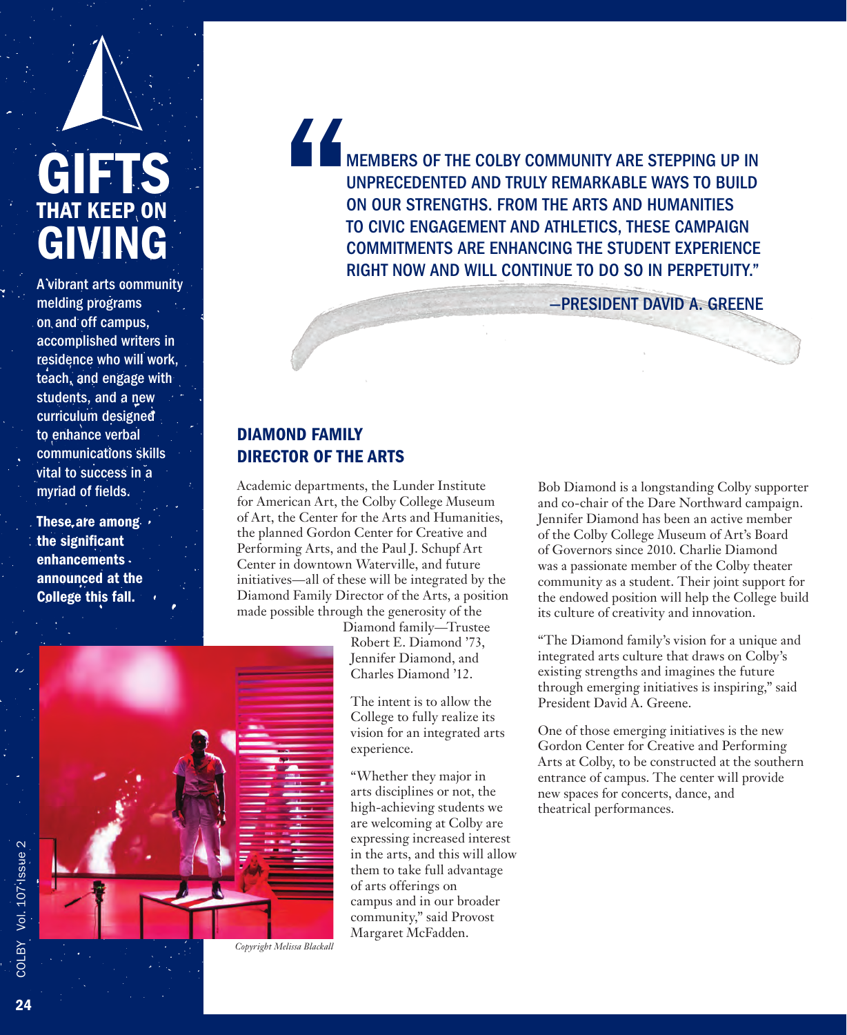# GIFTS THAT KEEP ON GIVING

**A vibrant arts community melding programs on and off campus, accomplished writers in residence who will work, teach, and engage with students, and a new curriculum designed to enhance verbal communications skills vital to success in a myriad of fields.**

**These are among the significant enhancements announced at the College this fall.**

> "MEMBERS OF THE COLBY COMMUNITY ARE STEPPING UP IN UNPRECEDENTED AND TRULY REMARKABLE WAYS TO BUILD ON OUR STRENGTHS. FROM THE ARTS AND HUMANITIES TO CIVIC ENGAGEMENT AND ATHLETICS, THESE CAMPAIGN COMMITMENTS ARE ENHANCING THE STUDENT EXPERIENCE RIGHT NOW AND WILL CONTINUE TO DO SO IN PERPETUITY."
>
> —PRESIDENT DAVID A. GREENE

## DIAMOND FAMILY DIRECTOR OF THE ARTS

Academic departments, the Lunder Institute for American Art, the Colby College Museum of Art, the Center for the Arts and Humanities, the planned Gordon Center for Creative and Performing Arts, and the Paul J. Schupf Art Center in downtown Waterville, and future initiatives—all of these will be integrated by the Diamond Family Director of the Arts, a position made possible through the generosity of the Diamond family—Trustee Robert E. Diamond '73, Jennifer Diamond, and Charles Diamond '12.

The intent is to allow the College to fully realize its vision for an integrated arts experience.

"Whether they major in arts disciplines or not, the high-achieving students we are welcoming at Colby are expressing increased interest in the arts, and this will allow them to take full advantage of arts offerings on campus and in our broader community," said Provost Margaret McFadden.

*Copyright Melissa Blackall*

Bob Diamond is a longstanding Colby supporter and co-chair of the Dare Northward campaign. Jennifer Diamond has been an active member of the Colby College Museum of Art's Board of Governors since 2010. Charlie Diamond was a passionate member of the Colby theater community as a student. Their joint support for the endowed position will help the College build its culture of creativity and innovation.

"The Diamond family's vision for a unique and integrated arts culture that draws on Colby's existing strengths and imagines the future through emerging initiatives is inspiring," said President David A. Greene.

One of those emerging initiatives is the new Gordon Center for Creative and Performing Arts at Colby, to be constructed at the southern entrance of campus. The center will provide new spaces for concerts, dance, and theatrical performances.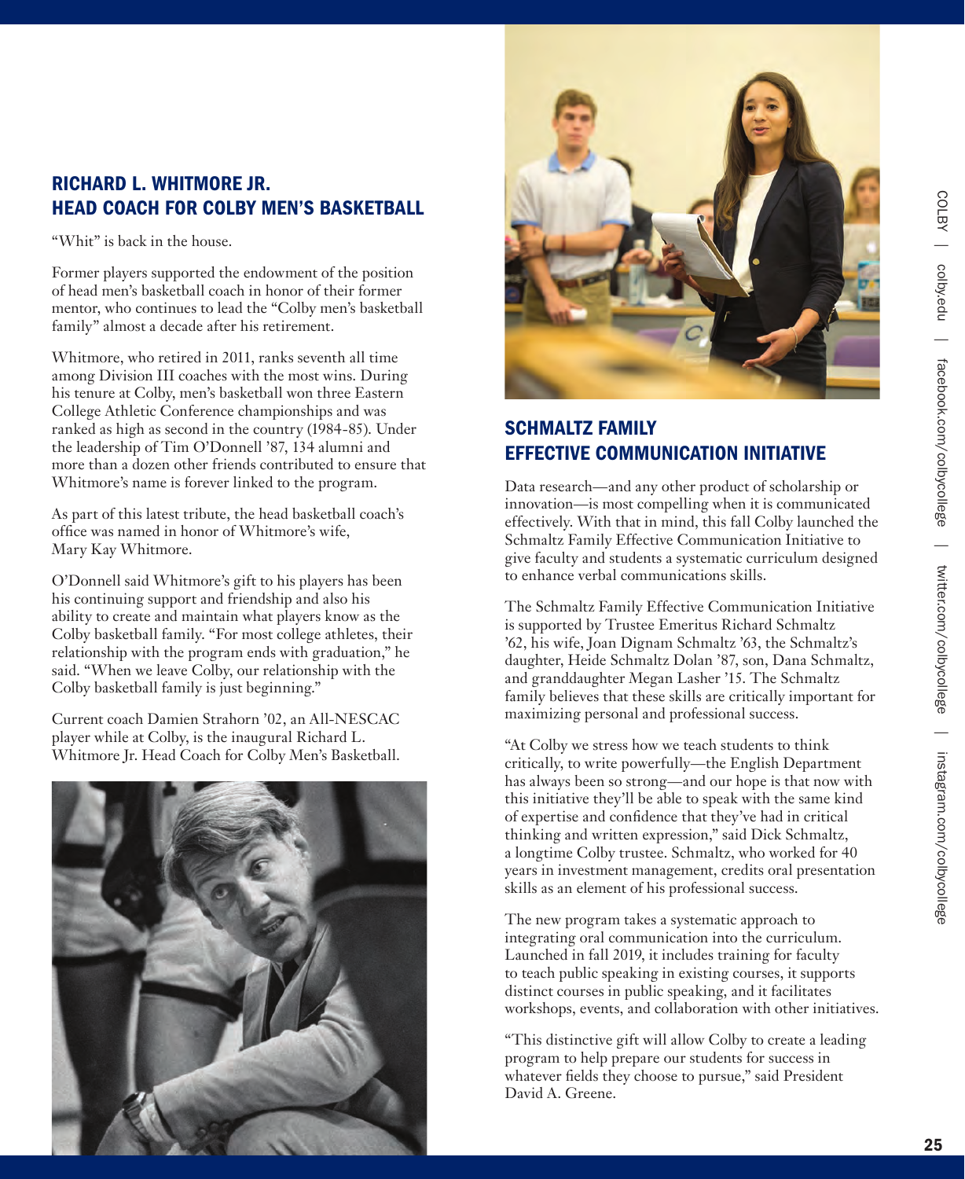## RICHARD L. WHITMORE JR. HEAD COACH FOR COLBY MEN'S BASKETBALL

"Whit" is back in the house.

Former players supported the endowment of the position of head men's basketball coach in honor of their former mentor, who continues to lead the "Colby men's basketball family" almost a decade after his retirement.

Whitmore, who retired in 2011, ranks seventh all time among Division III coaches with the most wins. During his tenure at Colby, men's basketball won three Eastern College Athletic Conference championships and was ranked as high as second in the country (1984-85). Under the leadership of Tim O'Donnell '87, 134 alumni and more than a dozen other friends contributed to ensure that Whitmore's name is forever linked to the program.

As part of this latest tribute, the head basketball coach's office was named in honor of Whitmore's wife, Mary Kay Whitmore.

O'Donnell said Whitmore's gift to his players has been his continuing support and friendship and also his ability to create and maintain what players know as the Colby basketball family. "For most college athletes, their relationship with the program ends with graduation," he said. "When we leave Colby, our relationship with the Colby basketball family is just beginning."

Current coach Damien Strahorn '02, an All-NESCAC player while at Colby, is the inaugural Richard L. Whitmore Jr. Head Coach for Colby Men's Basketball.

## SCHMALTZ FAMILY EFFECTIVE COMMUNICATION INITIATIVE

Data research—and any other product of scholarship or innovation—is most compelling when it is communicated effectively. With that in mind, this fall Colby launched the Schmaltz Family Effective Communication Initiative to give faculty and students a systematic curriculum designed to enhance verbal communications skills.

The Schmaltz Family Effective Communication Initiative is supported by Trustee Emeritus Richard Schmaltz '62, his wife, Joan Dignam Schmaltz '63, the Schmaltz's daughter, Heide Schmaltz Dolan '87, son, Dana Schmaltz, and granddaughter Megan Lasher '15. The Schmaltz family believes that these skills are critically important for maximizing personal and professional success.

"At Colby we stress how we teach students to think critically, to write powerfully—the English Department has always been so strong—and our hope is that now with this initiative they'll be able to speak with the same kind of expertise and confidence that they've had in critical thinking and written expression," said Dick Schmaltz, a longtime Colby trustee. Schmaltz, who worked for 40 years in investment management, credits oral presentation skills as an element of his professional success.

The new program takes a systematic approach to integrating oral communication into the curriculum. Launched in fall 2019, it includes training for faculty to teach public speaking in existing courses, it supports distinct courses in public speaking, and it facilitates workshops, events, and collaboration with other initiatives.

"This distinctive gift will allow Colby to create a leading program to help prepare our students for success in whatever fields they choose to pursue," said President David A. Greene.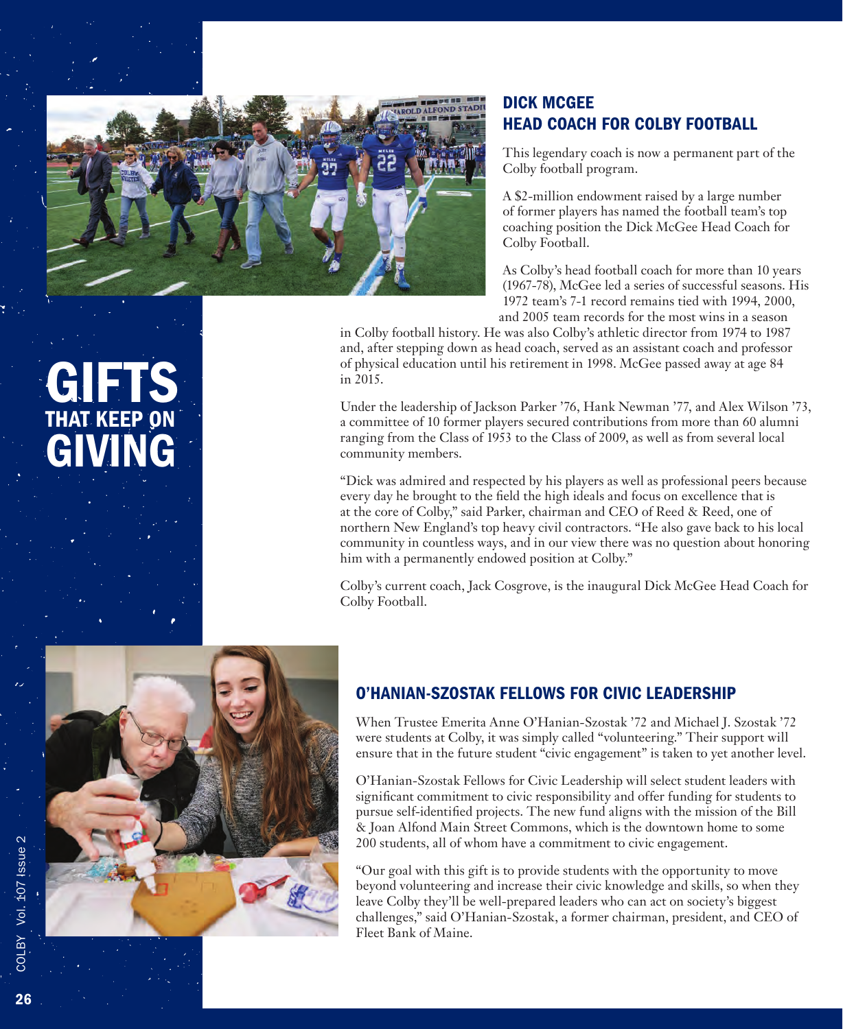# GIFTS THAT KEEP ON GIVING

## DICK MCGEE HEAD COACH FOR COLBY FOOTBALL

This legendary coach is now a permanent part of the Colby football program.

A $2-million endowment raised by a large number of former players has named the football team's top coaching position the Dick McGee Head Coach for Colby Football.

As Colby's head football coach for more than 10 years (1967-78), McGee led a series of successful seasons. His 1972 team's 7-1 record remains tied with 1994, 2000, and 2005 team records for the most wins in a season in Colby football history. He was also Colby's athletic director from 1974 to 1987 and, after stepping down as head coach, served as an assistant coach and professor of physical education until his retirement in 1998. McGee passed away at age 84 in 2015.

Under the leadership of Jackson Parker '76, Hank Newman '77, and Alex Wilson '73, a committee of 10 former players secured contributions from more than 60 alumni ranging from the Class of 1953 to the Class of 2009, as well as from several local community members.

"Dick was admired and respected by his players as well as professional peers because every day he brought to the field the high ideals and focus on excellence that is at the core of Colby," said Parker, chairman and CEO of Reed & Reed, one of northern New England's top heavy civil contractors. "He also gave back to his local community in countless ways, and in our view there was no question about honoring him with a permanently endowed position at Colby."

Colby's current coach, Jack Cosgrove, is the inaugural Dick McGee Head Coach for Colby Football.

## O'HANIAN-SZOSTAK FELLOWS FOR CIVIC LEADERSHIP

When Trustee Emerita Anne O'Hanian-Szostak '72 and Michael J. Szostak '72 were students at Colby, it was simply called "volunteering." Their support will ensure that in the future student "civic engagement" is taken to yet another level.

O'Hanian-Szostak Fellows for Civic Leadership will select student leaders with significant commitment to civic responsibility and offer funding for students to pursue self-identified projects. The new fund aligns with the mission of the Bill & Joan Alfond Main Street Commons, which is the downtown home to some 200 students, all of whom have a commitment to civic engagement.

"Our goal with this gift is to provide students with the opportunity to move beyond volunteering and increase their civic knowledge and skills, so when they leave Colby they'll be well-prepared leaders who can act on society's biggest challenges," said O'Hanian-Szostak, a former chairman, president, and CEO of Fleet Bank of Maine.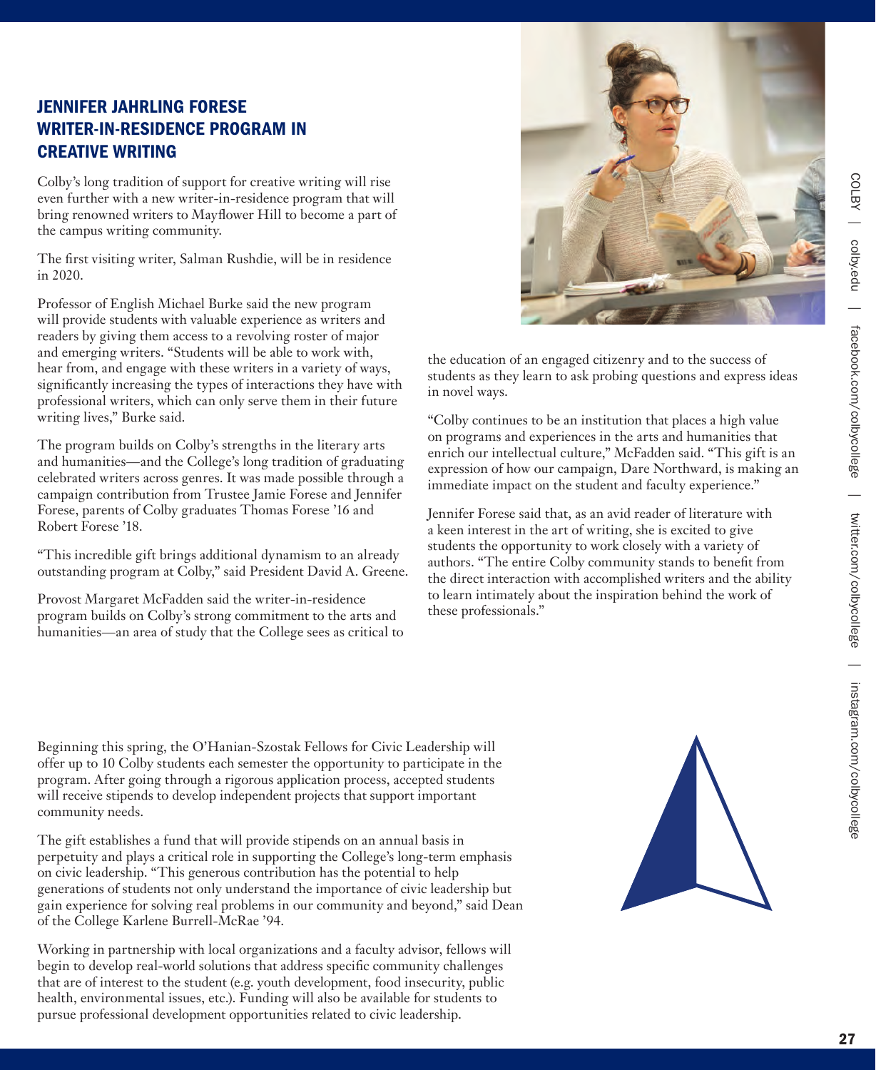## JENNIFER JAHRLING FORESE WRITER-IN-RESIDENCE PROGRAM IN CREATIVE WRITING

Colby's long tradition of support for creative writing will rise even further with a new writer-in-residence program that will bring renowned writers to Mayflower Hill to become a part of the campus writing community.

The first visiting writer, Salman Rushdie, will be in residence in 2020.

Professor of English Michael Burke said the new program will provide students with valuable experience as writers and readers by giving them access to a revolving roster of major and emerging writers. "Students will be able to work with, hear from, and engage with these writers in a variety of ways, significantly increasing the types of interactions they have with professional writers, which can only serve them in their future writing lives," Burke said.

The program builds on Colby's strengths in the literary arts and humanities—and the College's long tradition of graduating celebrated writers across genres. It was made possible through a campaign contribution from Trustee Jamie Forese and Jennifer Forese, parents of Colby graduates Thomas Forese '16 and Robert Forese '18.

"This incredible gift brings additional dynamism to an already outstanding program at Colby," said President David A. Greene.

Provost Margaret McFadden said the writer-in-residence program builds on Colby's strong commitment to the arts and humanities—an area of study that the College sees as critical to the education of an engaged citizenry and to the success of students as they learn to ask probing questions and express ideas in novel ways.

"Colby continues to be an institution that places a high value on programs and experiences in the arts and humanities that enrich our intellectual culture," McFadden said. "This gift is an expression of how our campaign, Dare Northward, is making an immediate impact on the student and faculty experience."

Jennifer Forese said that, as an avid reader of literature with a keen interest in the art of writing, she is excited to give students the opportunity to work closely with a variety of authors. "The entire Colby community stands to benefit from the direct interaction with accomplished writers and the ability to learn intimately about the inspiration behind the work of these professionals."

Beginning this spring, the O'Hanian-Szostak Fellows for Civic Leadership will offer up to 10 Colby students each semester the opportunity to participate in the program. After going through a rigorous application process, accepted students will receive stipends to develop independent projects that support important community needs.

The gift establishes a fund that will provide stipends on an annual basis in perpetuity and plays a critical role in supporting the College's long-term emphasis on civic leadership. "This generous contribution has the potential to help generations of students not only understand the importance of civic leadership but gain experience for solving real problems in our community and beyond," said Dean of the College Karlene Burrell-McRae '94.

Working in partnership with local organizations and a faculty advisor, fellows will begin to develop real-world solutions that address specific community challenges that are of interest to the student (e.g. youth development, food insecurity, public health, environmental issues, etc.). Funding will also be available for students to pursue professional development opportunities related to civic leadership.